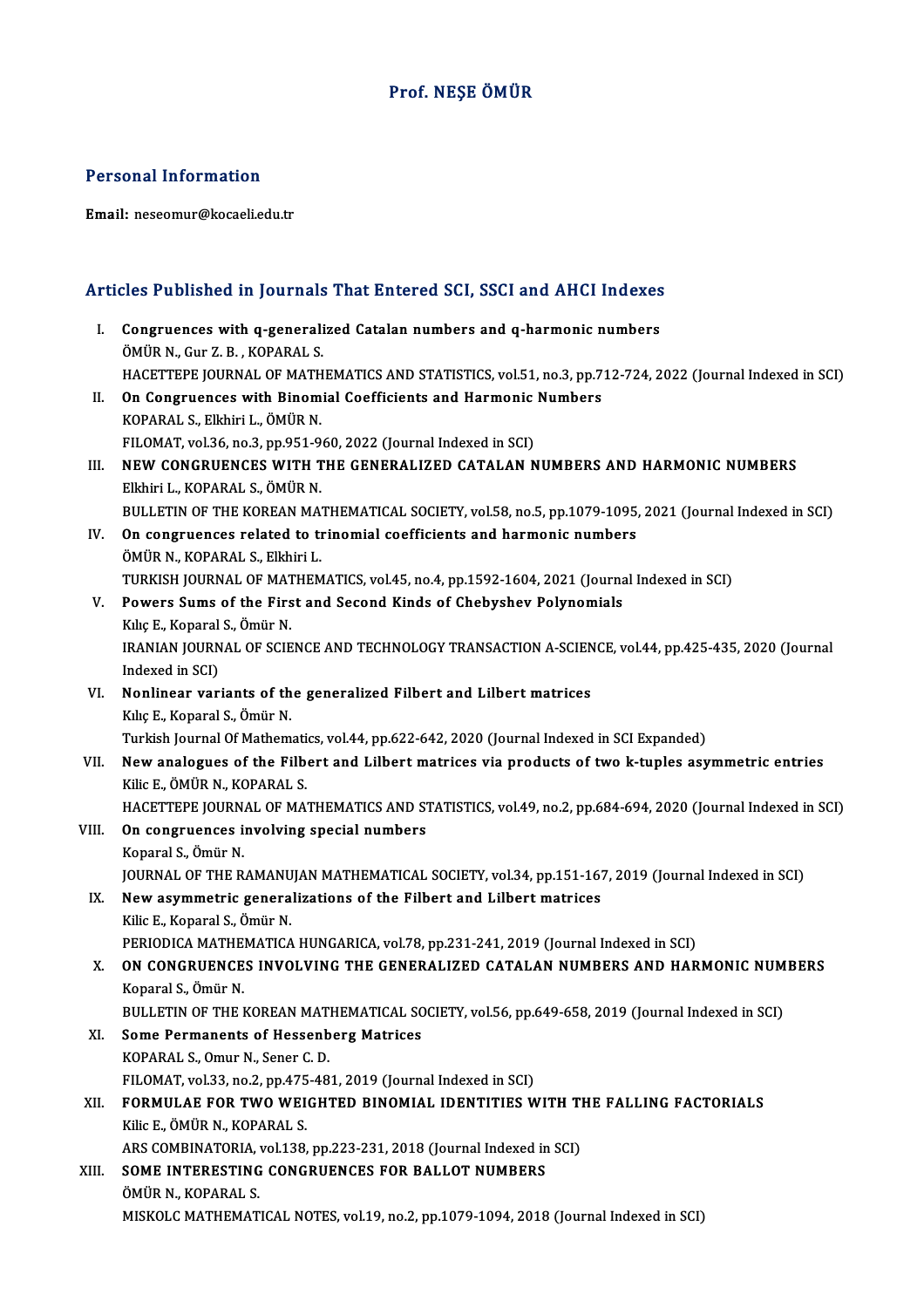# Prof. NEŞE ÖMÜR

## Personal Information

**Email:** neseomur@kocaeli.edu.tr

## Articles Published in Journals That Entered SCI, SSCI and AHCI Indexes

I. **Congruences with q-generalized Catalan numbers and q-harmonic numbers**
ÖMÜR N., Gur Z. B. , KOPARAL S.
HACETTEPE JOURNAL OF MATHEMATICS AND STATISTICS, vol.51, no.3, pp.712-724, 2022 (Journal Indexed in SCI)

II. **On Congruences with Binomial Coefficients and Harmonic Numbers**
KOPARAL S., Elkhiri L., ÖMÜR N.
FILOMAT, vol.36, no.3, pp.951-960, 2022 (Journal Indexed in SCI)

III. **NEW CONGRUENCES WITH THE GENERALIZED CATALAN NUMBERS AND HARMONIC NUMBERS**
Elkhiri L., KOPARAL S., ÖMÜR N.
BULLETIN OF THE KOREAN MATHEMATICAL SOCIETY, vol.58, no.5, pp.1079-1095, 2021 (Journal Indexed in SCI)

IV. **On congruences related to trinomial coefficients and harmonic numbers**
ÖMÜR N., KOPARAL S., Elkhiri L.
TURKISH JOURNAL OF MATHEMATICS, vol.45, no.4, pp.1592-1604, 2021 (Journal Indexed in SCI)

V. **Powers Sums of the First and Second Kinds of Chebyshev Polynomials**
Kılıç E., Koparal S., Ömür N.
IRANIAN JOURNAL OF SCIENCE AND TECHNOLOGY TRANSACTION A-SCIENCE, vol.44, pp.425-435, 2020 (Journal Indexed in SCI)

VI. **Nonlinear variants of the generalized Filbert and Lilbert matrices**
Kılıç E., Koparal S., Ömür N.
Turkish Journal Of Mathematics, vol.44, pp.622-642, 2020 (Journal Indexed in SCI Expanded)

VII. **New analogues of the Filbert and Lilbert matrices via products of two k-tuples asymmetric entries**
Kilic E., ÖMÜR N., KOPARAL S.
HACETTEPE JOURNAL OF MATHEMATICS AND STATISTICS, vol.49, no.2, pp.684-694, 2020 (Journal Indexed in SCI)

VIII. **On congruences involving special numbers**
Koparal S., Ömür N.
JOURNAL OF THE RAMANUJAN MATHEMATICAL SOCIETY, vol.34, pp.151-167, 2019 (Journal Indexed in SCI)

IX. **New asymmetric generalizations of the Filbert and Lilbert matrices**
Kilic E., Koparal S., Ömür N.
PERIODICA MATHEMATICA HUNGARICA, vol.78, pp.231-241, 2019 (Journal Indexed in SCI)

X. **ON CONGRUENCES INVOLVING THE GENERALIZED CATALAN NUMBERS AND HARMONIC NUMBERS**
Koparal S., Ömür N.
BULLETIN OF THE KOREAN MATHEMATICAL SOCIETY, vol.56, pp.649-658, 2019 (Journal Indexed in SCI)

XI. **Some Permanents of Hessenberg Matrices**
KOPARAL S., Omur N., Sener C. D.
FILOMAT, vol.33, no.2, pp.475-481, 2019 (Journal Indexed in SCI)

XII. **FORMULAE FOR TWO WEIGHTED BINOMIAL IDENTITIES WITH THE FALLING FACTORIALS**
Kilic E., ÖMÜR N., KOPARAL S.
ARS COMBINATORIA, vol.138, pp.223-231, 2018 (Journal Indexed in SCI)

XIII. **SOME INTERESTING CONGRUENCES FOR BALLOT NUMBERS**
ÖMÜR N., KOPARAL S.
MISKOLC MATHEMATICAL NOTES, vol.19, no.2, pp.1079-1094, 2018 (Journal Indexed in SCI)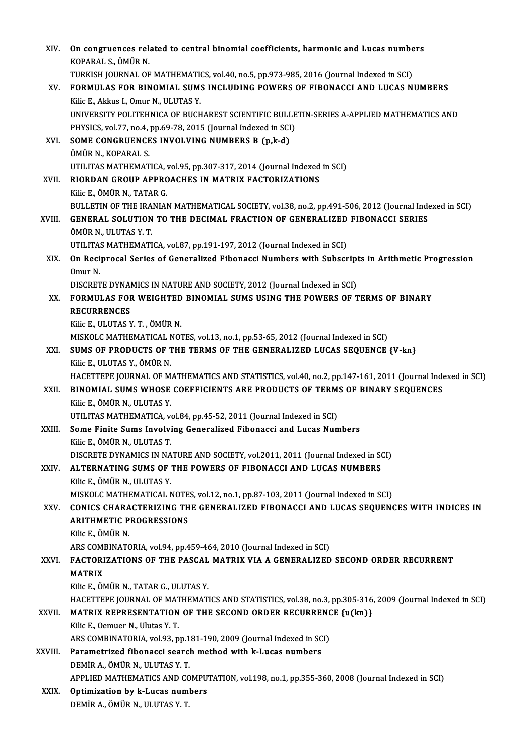XIV. **On congruences related to central binomial coefficients, harmonic and Lucas numbers**
KOPARAL S., ÖMÜR N.
TURKISH JOURNAL OF MATHEMATICS, vol.40, no.5, pp.973-985, 2016 (Journal Indexed in SCI)

XV. **FORMULAS FOR BINOMIAL SUMS INCLUDING POWERS OF FIBONACCI AND LUCAS NUMBERS**
Kilic E., Akkus I., Omur N., ULUTAS Y.
UNIVERSITY POLITEHNICA OF BUCHAREST SCIENTIFIC BULLETIN-SERIES A-APPLIED MATHEMATICS AND PHYSICS, vol.77, no.4, pp.69-78, 2015 (Journal Indexed in SCI)

XVI. **SOME CONGRUENCES INVOLVING NUMBERS B (p,k-d)**
ÖMÜR N., KOPARAL S.
UTILITAS MATHEMATICA, vol.95, pp.307-317, 2014 (Journal Indexed in SCI)

XVII. **RIORDAN GROUP APPROACHES IN MATRIX FACTORIZATIONS**
Kilic E., ÖMÜR N., TATAR G.
BULLETIN OF THE IRANIAN MATHEMATICAL SOCIETY, vol.38, no.2, pp.491-506, 2012 (Journal Indexed in SCI)

XVIII. **GENERAL SOLUTION TO THE DECIMAL FRACTION OF GENERALIZED FIBONACCI SERIES**
ÖMÜR N., ULUTAS Y. T.
UTILITAS MATHEMATICA, vol.87, pp.191-197, 2012 (Journal Indexed in SCI)

XIX. **On Reciprocal Series of Generalized Fibonacci Numbers with Subscripts in Arithmetic Progression**
Omur N.
DISCRETE DYNAMICS IN NATURE AND SOCIETY, 2012 (Journal Indexed in SCI)

XX. **FORMULAS FOR WEIGHTED BINOMIAL SUMS USING THE POWERS OF TERMS OF BINARY RECURRENCES**
Kilic E., ULUTAS Y. T. , ÖMÜR N.
MISKOLC MATHEMATICAL NOTES, vol.13, no.1, pp.53-65, 2012 (Journal Indexed in SCI)

XXI. **SUMS OF PRODUCTS OF THE TERMS OF THE GENERALIZED LUCAS SEQUENCE {V-kn}**
Kilic E., ULUTAS Y., ÖMÜR N.
HACETTEPE JOURNAL OF MATHEMATICS AND STATISTICS, vol.40, no.2, pp.147-161, 2011 (Journal Indexed in SCI)

XXII. **BINOMIAL SUMS WHOSE COEFFICIENTS ARE PRODUCTS OF TERMS OF BINARY SEQUENCES**
Kilic E., ÖMÜR N., ULUTAS Y.
UTILITAS MATHEMATICA, vol.84, pp.45-52, 2011 (Journal Indexed in SCI)

XXIII. **Some Finite Sums Involving Generalized Fibonacci and Lucas Numbers**
Kilic E., ÖMÜR N., ULUTAS T.
DISCRETE DYNAMICS IN NATURE AND SOCIETY, vol.2011, 2011 (Journal Indexed in SCI)

XXIV. **ALTERNATING SUMS OF THE POWERS OF FIBONACCI AND LUCAS NUMBERS**
Kilic E., ÖMÜR N., ULUTAS Y.
MISKOLC MATHEMATICAL NOTES, vol.12, no.1, pp.87-103, 2011 (Journal Indexed in SCI)

XXV. **CONICS CHARACTERIZING THE GENERALIZED FIBONACCI AND LUCAS SEQUENCES WITH INDICES IN ARITHMETIC PROGRESSIONS**
Kilic E., ÖMÜR N.
ARS COMBINATORIA, vol.94, pp.459-464, 2010 (Journal Indexed in SCI)

XXVI. **FACTORIZATIONS OF THE PASCAL MATRIX VIA A GENERALIZED SECOND ORDER RECURRENT MATRIX**
Kilic E., ÖMÜR N., TATAR G., ULUTAS Y.
HACETTEPE JOURNAL OF MATHEMATICS AND STATISTICS, vol.38, no.3, pp.305-316, 2009 (Journal Indexed in SCI)

XXVII. **MATRIX REPRESENTATION OF THE SECOND ORDER RECURRENCE {u(kn)}**
Kilic E., Oemuer N., Ulutas Y. T.
ARS COMBINATORIA, vol.93, pp.181-190, 2009 (Journal Indexed in SCI)

XXVIII. **Parametrized fibonacci search method with k-Lucas numbers**
DEMİR A., ÖMÜR N., ULUTAS Y. T.
APPLIED MATHEMATICS AND COMPUTATION, vol.198, no.1, pp.355-360, 2008 (Journal Indexed in SCI)

XXIX. **Optimization by k-Lucas numbers**
DEMİR A., ÖMÜR N., ULUTAS Y. T.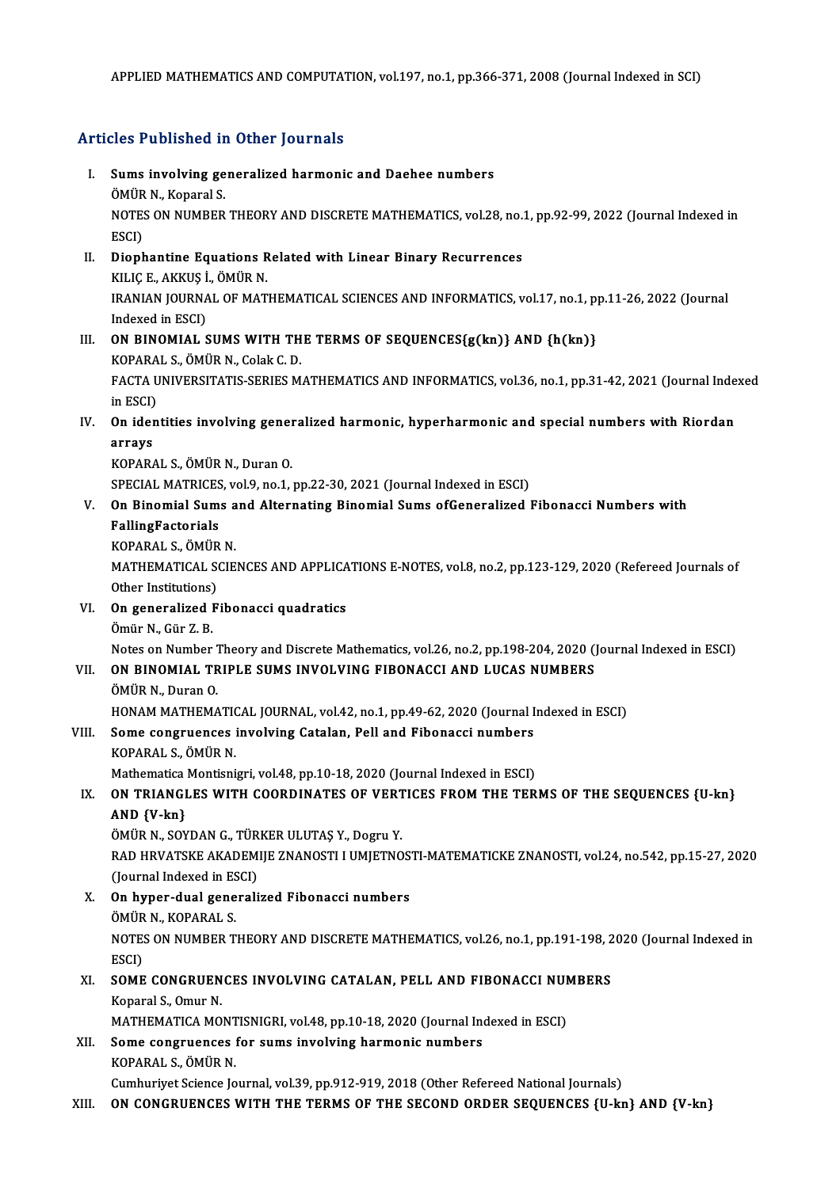APPLIED MATHEMATICS AND COMPUTATION, vol.197, no.1, pp.366-371, 2008 (Journal Indexed in SCI)

## Articles Published in Other Journals

I. **Sums involving generalized harmonic and Daehee numbers**
ÖMÜR N., Koparal S.
NOTES ON NUMBER THEORY AND DISCRETE MATHEMATICS, vol.28, no.1, pp.92-99, 2022 (Journal Indexed in ESCI)

II. **Diophantine Equations Related with Linear Binary Recurrences**
KILIÇ E., AKKUŞ İ., ÖMÜR N.
IRANIAN JOURNAL OF MATHEMATICAL SCIENCES AND INFORMATICS, vol.17, no.1, pp.11-26, 2022 (Journal Indexed in ESCI)

III. **ON BINOMIAL SUMS WITH THE TERMS OF SEQUENCES{g(kn)} AND {h(kn)}**
KOPARAL S., ÖMÜR N., Colak C. D.
FACTA UNIVERSITATIS-SERIES MATHEMATICS AND INFORMATICS, vol.36, no.1, pp.31-42, 2021 (Journal Indexed in ESCI)

IV. **On identities involving generalized harmonic, hyperharmonic and special numbers with Riordan arrays**
KOPARAL S., ÖMÜR N., Duran O.
SPECIAL MATRICES, vol.9, no.1, pp.22-30, 2021 (Journal Indexed in ESCI)

V. **On Binomial Sums and Alternating Binomial Sums ofGeneralized Fibonacci Numbers with FallingFactorials**
KOPARAL S., ÖMÜR N.
MATHEMATICAL SCIENCES AND APPLICATIONS E-NOTES, vol.8, no.2, pp.123-129, 2020 (Refereed Journals of Other Institutions)

VI. **On generalized Fibonacci quadratics**
Ömür N., Gür Z. B.
Notes on Number Theory and Discrete Mathematics, vol.26, no.2, pp.198-204, 2020 (Journal Indexed in ESCI)

VII. **ON BINOMIAL TRIPLE SUMS INVOLVING FIBONACCI AND LUCAS NUMBERS**
ÖMÜR N., Duran O.
HONAM MATHEMATICAL JOURNAL, vol.42, no.1, pp.49-62, 2020 (Journal Indexed in ESCI)

VIII. **Some congruences involving Catalan, Pell and Fibonacci numbers**
KOPARAL S., ÖMÜR N.
Mathematica Montisnigri, vol.48, pp.10-18, 2020 (Journal Indexed in ESCI)

IX. **ON TRIANGLES WITH COORDINATES OF VERTICES FROM THE TERMS OF THE SEQUENCES {U-kn} AND {V-kn}**
ÖMÜR N., SOYDAN G., TÜRKER ULUTAŞ Y., Dogru Y.
RAD HRVATSKE AKADEMIJE ZNANOSTI I UMJETNOSTI-MATEMATICKE ZNANOSTI, vol.24, no.542, pp.15-27, 2020 (Journal Indexed in ESCI)

X. **On hyper-dual generalized Fibonacci numbers**
ÖMÜR N., KOPARAL S.
NOTES ON NUMBER THEORY AND DISCRETE MATHEMATICS, vol.26, no.1, pp.191-198, 2020 (Journal Indexed in ESCI)

XI. **SOME CONGRUENCES INVOLVING CATALAN, PELL AND FIBONACCI NUMBERS**
Koparal S., Omur N.
MATHEMATICA MONTISNIGRI, vol.48, pp.10-18, 2020 (Journal Indexed in ESCI)

XII. **Some congruences for sums involving harmonic numbers**
KOPARAL S., ÖMÜR N.
Cumhuriyet Science Journal, vol.39, pp.912-919, 2018 (Other Refereed National Journals)

XIII. **ON CONGRUENCES WITH THE TERMS OF THE SECOND ORDER SEQUENCES {U-kn} AND {V-kn}**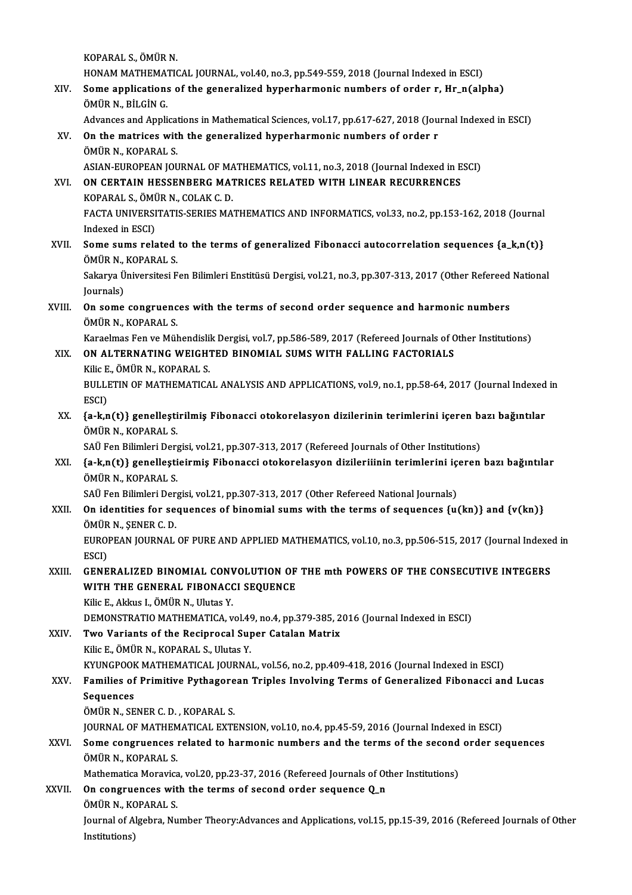KOPARAL S., ÖMÜR N.
HONAM MATHEMATICAL JOURNAL, vol.40, no.3, pp.549-559, 2018 (Journal Indexed in ESCI)

XIV. **Some applications of the generalized hyperharmonic numbers of order r, Hr_n(alpha)**
ÖMÜR N., BİLGİN G.
Advances and Applications in Mathematical Sciences, vol.17, pp.617-627, 2018 (Journal Indexed in ESCI)

XV. **On the matrices with the generalized hyperharmonic numbers of order r**
ÖMÜR N., KOPARAL S.
ASIAN-EUROPEAN JOURNAL OF MATHEMATICS, vol.11, no.3, 2018 (Journal Indexed in ESCI)

XVI. **ON CERTAIN HESSENBERG MATRICES RELATED WITH LINEAR RECURRENCES**
KOPARAL S., ÖMÜR N., COLAK C. D.
FACTA UNIVERSITATIS-SERIES MATHEMATICS AND INFORMATICS, vol.33, no.2, pp.153-162, 2018 (Journal Indexed in ESCI)

XVII. **Some sums related to the terms of generalized Fibonacci autocorrelation sequences {a_k,n(t)}**
ÖMÜR N., KOPARAL S.
Sakarya Üniversitesi Fen Bilimleri Enstitüsü Dergisi, vol.21, no.3, pp.307-313, 2017 (Other Refereed National Journals)

XVIII. **On some congruences with the terms of second order sequence and harmonic numbers**
ÖMÜR N., KOPARAL S.
Karaelmas Fen ve Mühendislik Dergisi, vol.7, pp.586-589, 2017 (Refereed Journals of Other Institutions)

XIX. **ON ALTERNATING WEIGHTED BINOMIAL SUMS WITH FALLING FACTORIALS**
Kilic E., ÖMÜR N., KOPARAL S.
BULLETIN OF MATHEMATICAL ANALYSIS AND APPLICATIONS, vol.9, no.1, pp.58-64, 2017 (Journal Indexed in ESCI)

XX. **{a-k,n(t)} genelleştirilmiş Fibonacci otokorelasyon dizilerinin terimlerini içeren bazı bağıntılar**
ÖMÜR N., KOPARAL S.
SAÜ Fen Bilimleri Dergisi, vol.21, pp.307-313, 2017 (Refereed Journals of Other Institutions)

XXI. **{a-k,n(t)} genelleştieirmiş Fibonacci otokorelasyon dizileriiinin terimlerini içeren bazı bağıntılar**
ÖMÜR N., KOPARAL S.
SAÜ Fen Bilimleri Dergisi, vol.21, pp.307-313, 2017 (Other Refereed National Journals)

XXII. **On identities for sequences of binomial sums with the terms of sequences {u(kn)} and {v(kn)}**
ÖMÜR N., ŞENER C. D.
EUROPEAN JOURNAL OF PURE AND APPLIED MATHEMATICS, vol.10, no.3, pp.506-515, 2017 (Journal Indexed in ESCI)

XXIII. **GENERALIZED BINOMIAL CONVOLUTION OF THE mth POWERS OF THE CONSECUTIVE INTEGERS WITH THE GENERAL FIBONACCI SEQUENCE**
Kilic E., Akkus I., ÖMÜR N., Ulutas Y.
DEMONSTRATIO MATHEMATICA, vol.49, no.4, pp.379-385, 2016 (Journal Indexed in ESCI)

XXIV. **Two Variants of the Reciprocal Super Catalan Matrix**
Kilic E., ÖMÜR N., KOPARAL S., Ulutas Y.
KYUNGPOOK MATHEMATICAL JOURNAL, vol.56, no.2, pp.409-418, 2016 (Journal Indexed in ESCI)

XXV. **Families of Primitive Pythagorean Triples Involving Terms of Generalized Fibonacci and Lucas Sequences**
ÖMÜR N., SENER C. D. , KOPARAL S.
JOURNAL OF MATHEMATICAL EXTENSION, vol.10, no.4, pp.45-59, 2016 (Journal Indexed in ESCI)

XXVI. **Some congruences related to harmonic numbers and the terms of the second order sequences**
ÖMÜR N., KOPARAL S.
Mathematica Moravica, vol.20, pp.23-37, 2016 (Refereed Journals of Other Institutions)

XXVII. **On congruences with the terms of second order sequence Q_n**
ÖMÜR N., KOPARAL S.
Journal of Algebra, Number Theory:Advances and Applications, vol.15, pp.15-39, 2016 (Refereed Journals of Other Institutions)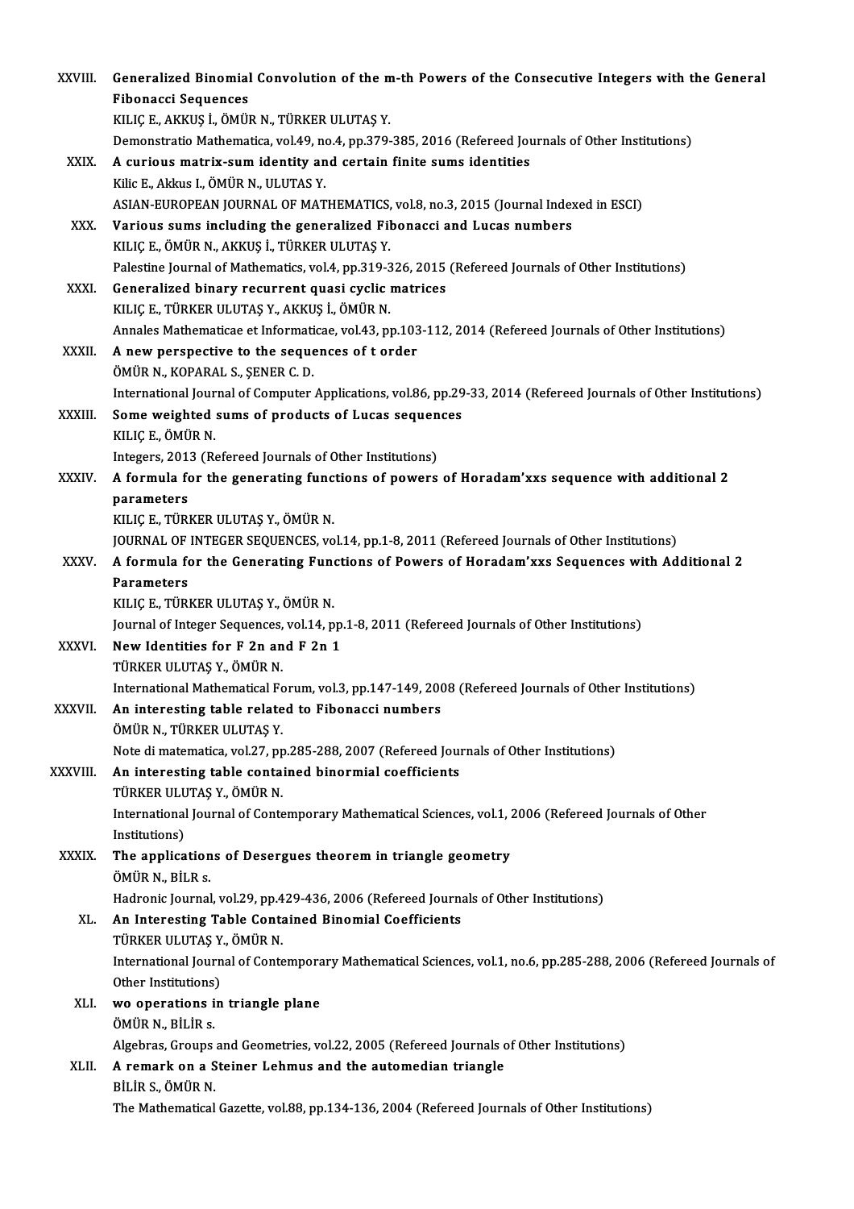XXVIII. **Generalized Binomial Convolution of the m-th Powers of the Consecutive Integers with the General Fibonacci Sequences**
KILIÇ E., AKKUŞ İ., ÖMÜR N., TÜRKER ULUTAŞ Y.
Demonstratio Mathematica, vol.49, no.4, pp.379-385, 2016 (Refereed Journals of Other Institutions)

XXIX. **A curious matrix-sum identity and certain finite sums identities**
Kilic E., Akkus I., ÖMÜR N., ULUTAS Y.
ASIAN-EUROPEAN JOURNAL OF MATHEMATICS, vol.8, no.3, 2015 (Journal Indexed in ESCI)

XXX. **Various sums including the generalized Fibonacci and Lucas numbers**
KILIÇ E., ÖMÜR N., AKKUŞ İ., TÜRKER ULUTAŞ Y.
Palestine Journal of Mathematics, vol.4, pp.319-326, 2015 (Refereed Journals of Other Institutions)

XXXI. **Generalized binary recurrent quasi cyclic matrices**
KILIÇ E., TÜRKER ULUTAŞ Y., AKKUŞ İ., ÖMÜR N.
Annales Mathematicae et Informaticae, vol.43, pp.103-112, 2014 (Refereed Journals of Other Institutions)

XXXII. **A new perspective to the sequences of t order**
ÖMÜR N., KOPARAL S., ŞENER C. D.
International Journal of Computer Applications, vol.86, pp.29-33, 2014 (Refereed Journals of Other Institutions)

XXXIII. **Some weighted sums of products of Lucas sequences**
KILIÇ E., ÖMÜR N.
Integers, 2013 (Refereed Journals of Other Institutions)

XXXIV. **A formula for the generating functions of powers of Horadam'xxs sequence with additional 2 parameters**
KILIÇ E., TÜRKER ULUTAŞ Y., ÖMÜR N.
JOURNAL OF INTEGER SEQUENCES, vol.14, pp.1-8, 2011 (Refereed Journals of Other Institutions)

XXXV. **A formula for the Generating Functions of Powers of Horadam'xxs Sequences with Additional 2 Parameters**
KILIÇ E., TÜRKER ULUTAŞ Y., ÖMÜR N.
Journal of Integer Sequences, vol.14, pp.1-8, 2011 (Refereed Journals of Other Institutions)

XXXVI. **New Identities for F 2n and F 2n 1**
TÜRKER ULUTAŞ Y., ÖMÜR N.
International Mathematical Forum, vol.3, pp.147-149, 2008 (Refereed Journals of Other Institutions)

XXXVII. **An interesting table related to Fibonacci numbers**
ÖMÜR N., TÜRKER ULUTAŞ Y.
Note di matematica, vol.27, pp.285-288, 2007 (Refereed Journals of Other Institutions)

XXXVIII. **An interesting table contained binormial coefficients**
TÜRKER ULUTAŞ Y., ÖMÜR N.
International Journal of Contemporary Mathematical Sciences, vol.1, 2006 (Refereed Journals of Other Institutions)

XXXIX. **The applications of Desergues theorem in triangle geometry**
ÖMÜR N., BİLR s.
Hadronic Journal, vol.29, pp.429-436, 2006 (Refereed Journals of Other Institutions)

XL. **An Interesting Table Contained Binomial Coefficients**
TÜRKER ULUTAŞ Y., ÖMÜR N.
International Journal of Contemporary Mathematical Sciences, vol.1, no.6, pp.285-288, 2006 (Refereed Journals of Other Institutions)

XLI. **wo operations in triangle plane**
ÖMÜR N., BİLİR s.
Algebras, Groups and Geometries, vol.22, 2005 (Refereed Journals of Other Institutions)

XLII. **A remark on a Steiner Lehmus and the automedian triangle**
BİLİR S., ÖMÜR N.
The Mathematical Gazette, vol.88, pp.134-136, 2004 (Refereed Journals of Other Institutions)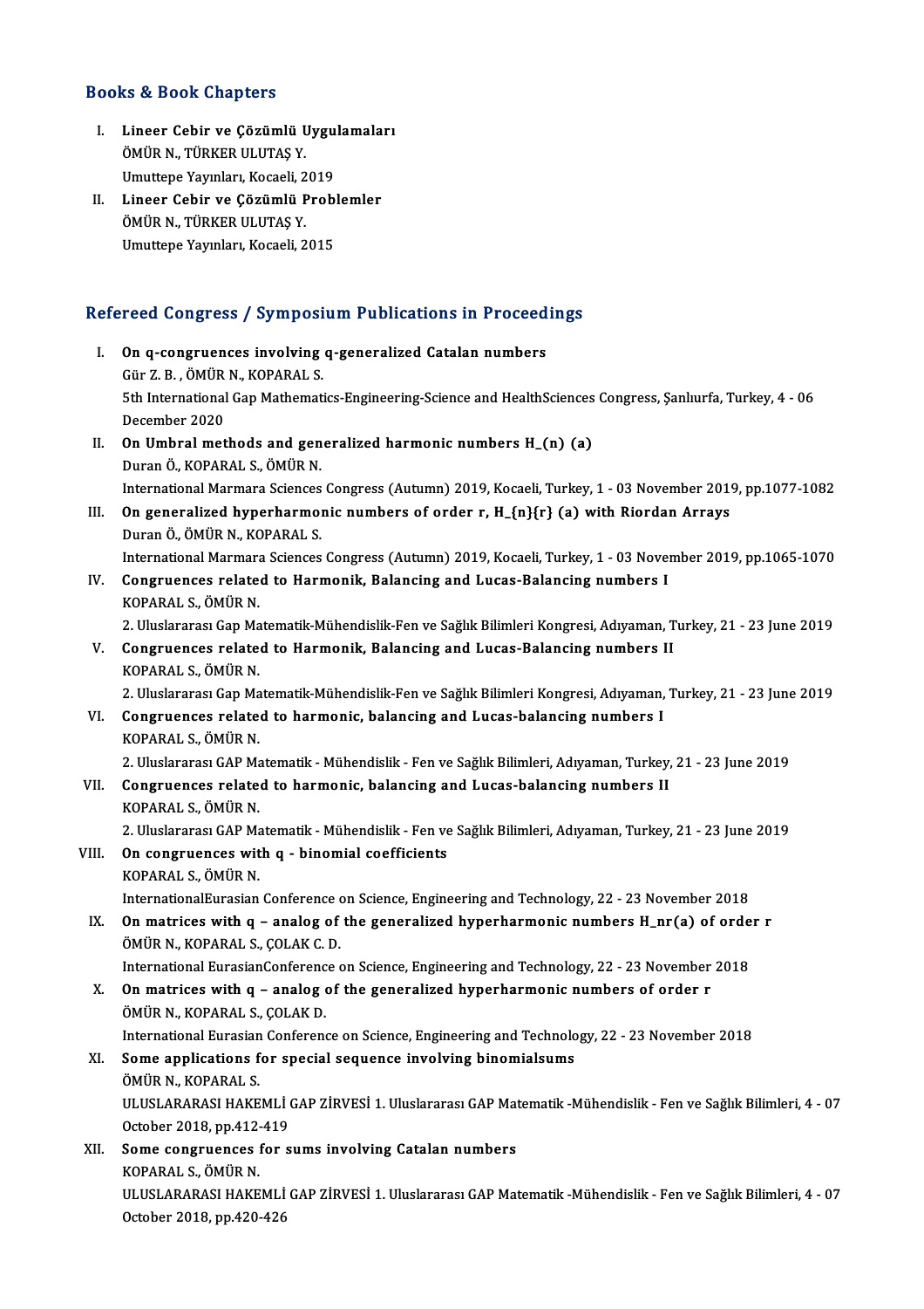## Books & Book Chapters

I. **Lineer Cebir ve Çözümlü Uygulamaları**
   ÖMÜR N., TÜRKER ULUTAŞ Y.
   Umuttepe Yayınları, Kocaeli, 2019

II. **Lineer Cebir ve Çözümlü Problemler**
   ÖMÜR N., TÜRKER ULUTAŞ Y.
   Umuttepe Yayınları, Kocaeli, 2015

## Refereed Congress / Symposium Publications in Proceedings

I. **On q-congruences involving q-generalized Catalan numbers**
   Gür Z. B. , ÖMÜR N., KOPARAL S.
   5th International Gap Mathematics-Engineering-Science and HealthSciences Congress, Şanlıurfa, Turkey, 4 - 06 December 2020

II. **On Umbral methods and generalized harmonic numbers H_(n) (a)**
   Duran Ö., KOPARAL S., ÖMÜR N.
   International Marmara Sciences Congress (Autumn) 2019, Kocaeli, Turkey, 1 - 03 November 2019, pp.1077-1082

III. **On generalized hyperharmonic numbers of order r, H_{n}{r} (a) with Riordan Arrays**
   Duran Ö., ÖMÜR N., KOPARAL S.
   International Marmara Sciences Congress (Autumn) 2019, Kocaeli, Turkey, 1 - 03 November 2019, pp.1065-1070

IV. **Congruences related to Harmonik, Balancing and Lucas-Balancing numbers I**
   KOPARAL S., ÖMÜR N.
   2. Uluslararası Gap Matematik-Mühendislik-Fen ve Sağlık Bilimleri Kongresi, Adıyaman, Turkey, 21 - 23 June 2019

V. **Congruences related to Harmonik, Balancing and Lucas-Balancing numbers II**
   KOPARAL S., ÖMÜR N.
   2. Uluslararası Gap Matematik-Mühendislik-Fen ve Sağlık Bilimleri Kongresi, Adıyaman, Turkey, 21 - 23 June 2019

VI. **Congruences related to harmonic, balancing and Lucas-balancing numbers I**
   KOPARAL S., ÖMÜR N.
   2. Uluslararası GAP Matematik - Mühendislik - Fen ve Sağlık Bilimleri, Adıyaman, Turkey, 21 - 23 June 2019

VII. **Congruences related to harmonic, balancing and Lucas-balancing numbers II**
   KOPARAL S., ÖMÜR N.
   2. Uluslararası GAP Matematik - Mühendislik - Fen ve Sağlık Bilimleri, Adıyaman, Turkey, 21 - 23 June 2019

VIII. **On congruences with q - binomial coefficients**
   KOPARAL S., ÖMÜR N.
   InternationalEurasian Conference on Science, Engineering and Technology, 22 - 23 November 2018

IX. **On matrices with q – analog of the generalized hyperharmonic numbers H_nr(a) of order r**
   ÖMÜR N., KOPARAL S., ÇOLAK C. D.
   International EurasianConference on Science, Engineering and Technology, 22 - 23 November 2018

X. **On matrices with q – analog of the generalized hyperharmonic numbers of order r**
   ÖMÜR N., KOPARAL S., ÇOLAK D.
   International Eurasian Conference on Science, Engineering and Technology, 22 - 23 November 2018

XI. **Some applications for special sequence involving binomialsums**
   ÖMÜR N., KOPARAL S.
   ULUSLARARASI HAKEMLİ GAP ZİRVESİ 1. Uluslararası GAP Matematik -Mühendislik - Fen ve Sağlık Bilimleri, 4 - 07 October 2018, pp.412-419

XII. **Some congruences for sums involving Catalan numbers**
   KOPARAL S., ÖMÜR N.
   ULUSLARARASI HAKEMLİ GAP ZİRVESİ 1. Uluslararası GAP Matematik -Mühendislik - Fen ve Sağlık Bilimleri, 4 - 07 October 2018, pp.420-426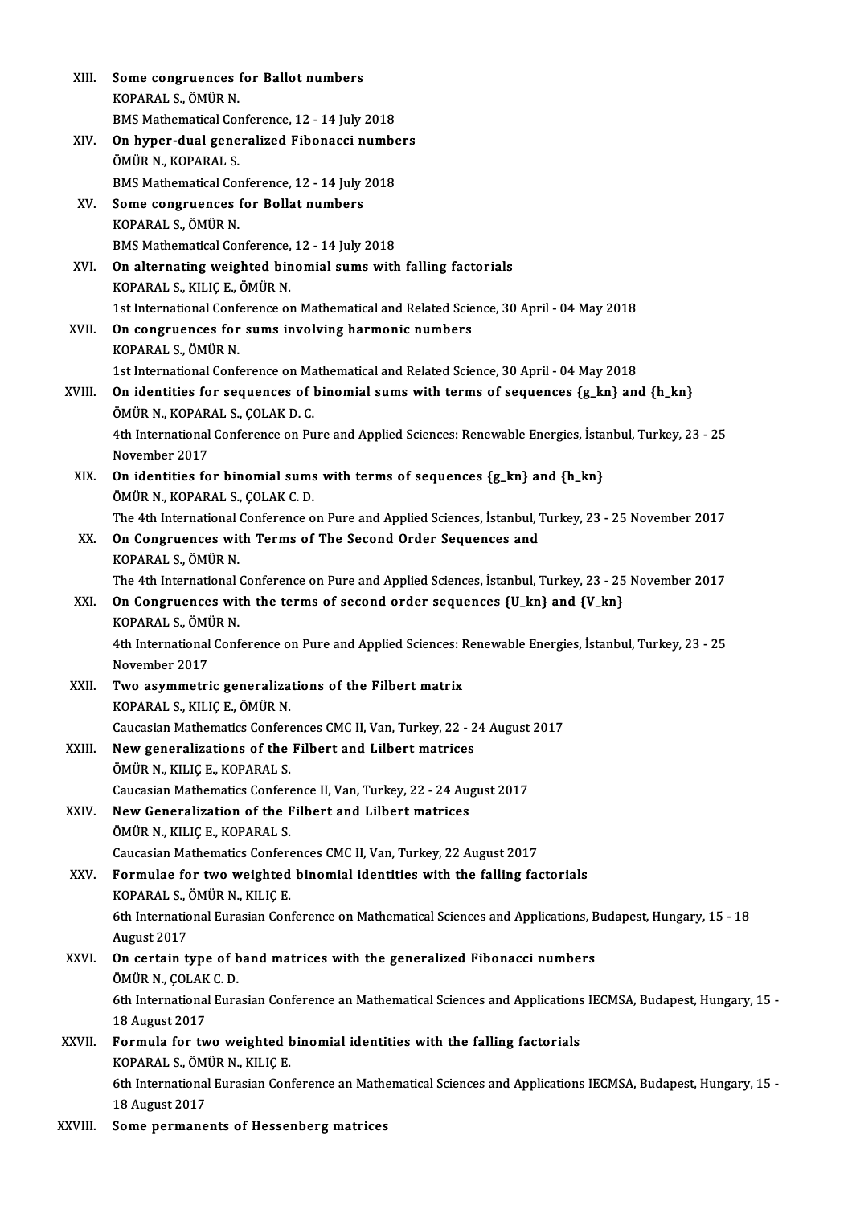XIII. **Some congruences for Ballot numbers**
KOPARAL S., ÖMÜR N.
BMS Mathematical Conference, 12 - 14 July 2018

XIV. **On hyper-dual generalized Fibonacci numbers**
ÖMÜR N., KOPARAL S.
BMS Mathematical Conference, 12 - 14 July 2018

XV. **Some congruences for Bollat numbers**
KOPARAL S., ÖMÜR N.
BMS Mathematical Conference, 12 - 14 July 2018

XVI. **On alternating weighted binomial sums with falling factorials**
KOPARAL S., KILIÇ E., ÖMÜR N.
1st International Conference on Mathematical and Related Science, 30 April - 04 May 2018

XVII. **On congruences for sums involving harmonic numbers**
KOPARAL S., ÖMÜR N.
1st International Conference on Mathematical and Related Science, 30 April - 04 May 2018

XVIII. **On identities for sequences of binomial sums with terms of sequences {g_kn} and {h_kn}**
ÖMÜR N., KOPARAL S., ÇOLAK D. C.
4th International Conference on Pure and Applied Sciences: Renewable Energies, İstanbul, Turkey, 23 - 25 November 2017

XIX. **On identities for binomial sums with terms of sequences {g_kn} and {h_kn}**
ÖMÜR N., KOPARAL S., ÇOLAK C. D.
The 4th International Conference on Pure and Applied Sciences, İstanbul, Turkey, 23 - 25 November 2017

XX. **On Congruences with Terms of The Second Order Sequences and**
KOPARAL S., ÖMÜR N.
The 4th International Conference on Pure and Applied Sciences, İstanbul, Turkey, 23 - 25 November 2017

XXI. **On Congruences with the terms of second order sequences {U_kn} and {V_kn}**
KOPARAL S., ÖMÜR N.
4th International Conference on Pure and Applied Sciences: Renewable Energies, İstanbul, Turkey, 23 - 25 November 2017

XXII. **Two asymmetric generalizations of the Filbert matrix**
KOPARAL S., KILIÇ E., ÖMÜR N.
Caucasian Mathematics Conferences CMC II, Van, Turkey, 22 - 24 August 2017

XXIII. **New generalizations of the Filbert and Lilbert matrices**
ÖMÜR N., KILIÇ E., KOPARAL S.
Caucasian Mathematics Conference II, Van, Turkey, 22 - 24 August 2017

XXIV. **New Generalization of the Filbert and Lilbert matrices**
ÖMÜR N., KILIÇ E., KOPARAL S.
Caucasian Mathematics Conferences CMC II, Van, Turkey, 22 August 2017

XXV. **Formulae for two weighted binomial identities with the falling factorials**
KOPARAL S., ÖMÜR N., KILIÇ E.
6th International Eurasian Conference on Mathematical Sciences and Applications, Budapest, Hungary, 15 - 18 August 2017

XXVI. **On certain type of band matrices with the generalized Fibonacci numbers**
ÖMÜR N., ÇOLAK C. D.
6th International Eurasian Conference an Mathematical Sciences and Applications IECMSA, Budapest, Hungary, 15 - 18 August 2017

XXVII. **Formula for two weighted binomial identities with the falling factorials**
KOPARAL S., ÖMÜR N., KILIÇ E.
6th International Eurasian Conference an Mathematical Sciences and Applications IECMSA, Budapest, Hungary, 15 - 18 August 2017

XXVIII. **Some permanents of Hessenberg matrices**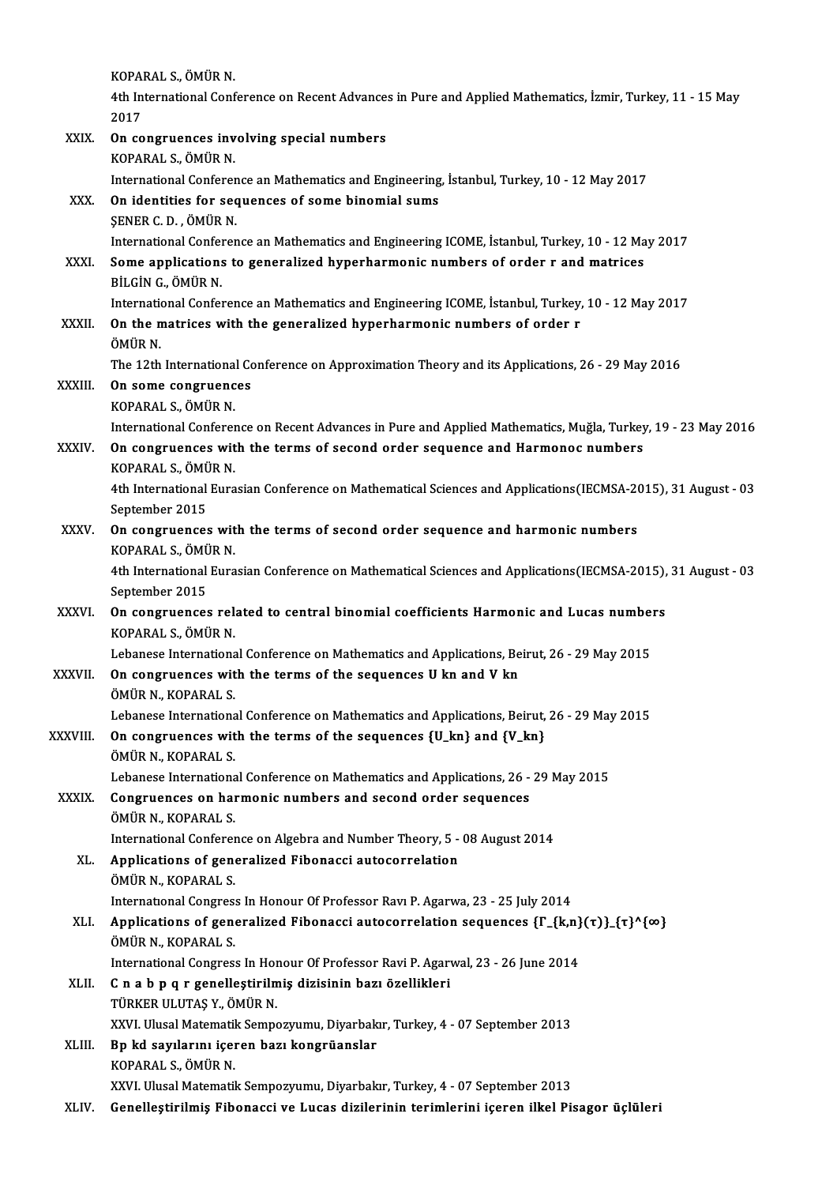KOPARAL S., ÖMÜR N.
4th International Conference on Recent Advances in Pure and Applied Mathematics, İzmir, Turkey, 11 - 15 May 2017

XXIX. **On congruences involving special numbers**
KOPARAL S., ÖMÜR N.
International Conference an Mathematics and Engineering, İstanbul, Turkey, 10 - 12 May 2017

XXX. **On identities for sequences of some binomial sums**
ŞENER C. D. , ÖMÜR N.
International Conference an Mathematics and Engineering ICOME, İstanbul, Turkey, 10 - 12 May 2017

XXXI. **Some applications to generalized hyperharmonic numbers of order r and matrices**
BİLGİN G., ÖMÜR N.
International Conference an Mathematics and Engineering ICOME, İstanbul, Turkey, 10 - 12 May 2017

XXXII. **On the matrices with the generalized hyperharmonic numbers of order r**
ÖMÜR N.
The 12th International Conference on Approximation Theory and its Applications, 26 - 29 May 2016

XXXIII. **On some congruences**
KOPARAL S., ÖMÜR N.
International Conference on Recent Advances in Pure and Applied Mathematics, Muğla, Turkey, 19 - 23 May 2016

XXXIV. **On congruences with the terms of second order sequence and Harmonoc numbers**
KOPARAL S., ÖMÜR N.
4th International Eurasian Conference on Mathematical Sciences and Applications(IECMSA-2015), 31 August - 03 September 2015

XXXV. **On congruences with the terms of second order sequence and harmonic numbers**
KOPARAL S., ÖMÜR N.
4th International Eurasian Conference on Mathematical Sciences and Applications(IECMSA-2015), 31 August - 03 September 2015

XXXVI. **On congruences related to central binomial coefficients Harmonic and Lucas numbers**
KOPARAL S., ÖMÜR N.
Lebanese International Conference on Mathematics and Applications, Beirut, 26 - 29 May 2015

XXXVII. **On congruences with the terms of the sequences U kn and V kn**
ÖMÜR N., KOPARAL S.
Lebanese International Conference on Mathematics and Applications, Beirut, 26 - 29 May 2015

XXXVIII. **On congruences with the terms of the sequences {U_kn} and {V_kn}**
ÖMÜR N., KOPARAL S.
Lebanese International Conference on Mathematics and Applications, 26 - 29 May 2015

XXXIX. **Congruences on harmonic numbers and second order sequences**
ÖMÜR N., KOPARAL S.
International Conference on Algebra and Number Theory, 5 - 08 August 2014

XL. **Applications of generalized Fibonacci autocorrelation**
ÖMÜR N., KOPARAL S.
Internatıonal Congress In Honour Of Professor Ravı P. Agarwa, 23 - 25 July 2014

XLI. **Applications of generalized Fibonacci autocorrelation sequences {Γ_{k,n}(τ)}_{τ}^{∞}**
ÖMÜR N., KOPARAL S.
International Congress In Honour Of Professor Ravi P. Agarwal, 23 - 26 June 2014

XLII. **C n a b p q r genelleştirilmiş dizisinin bazı özellikleri**
TÜRKER ULUTAŞ Y., ÖMÜR N.
XXVI. Ulusal Matematik Sempozyumu, Diyarbakır, Turkey, 4 - 07 September 2013

XLIII. **Bp kd sayılarını içeren bazı kongrüanslar**
KOPARAL S., ÖMÜR N.
XXVI. Ulusal Matematik Sempozyumu, Diyarbakır, Turkey, 4 - 07 September 2013

XLIV. **Genelleştirilmiş Fibonacci ve Lucas dizilerinin terimlerini içeren ilkel Pisagor üçlüleri**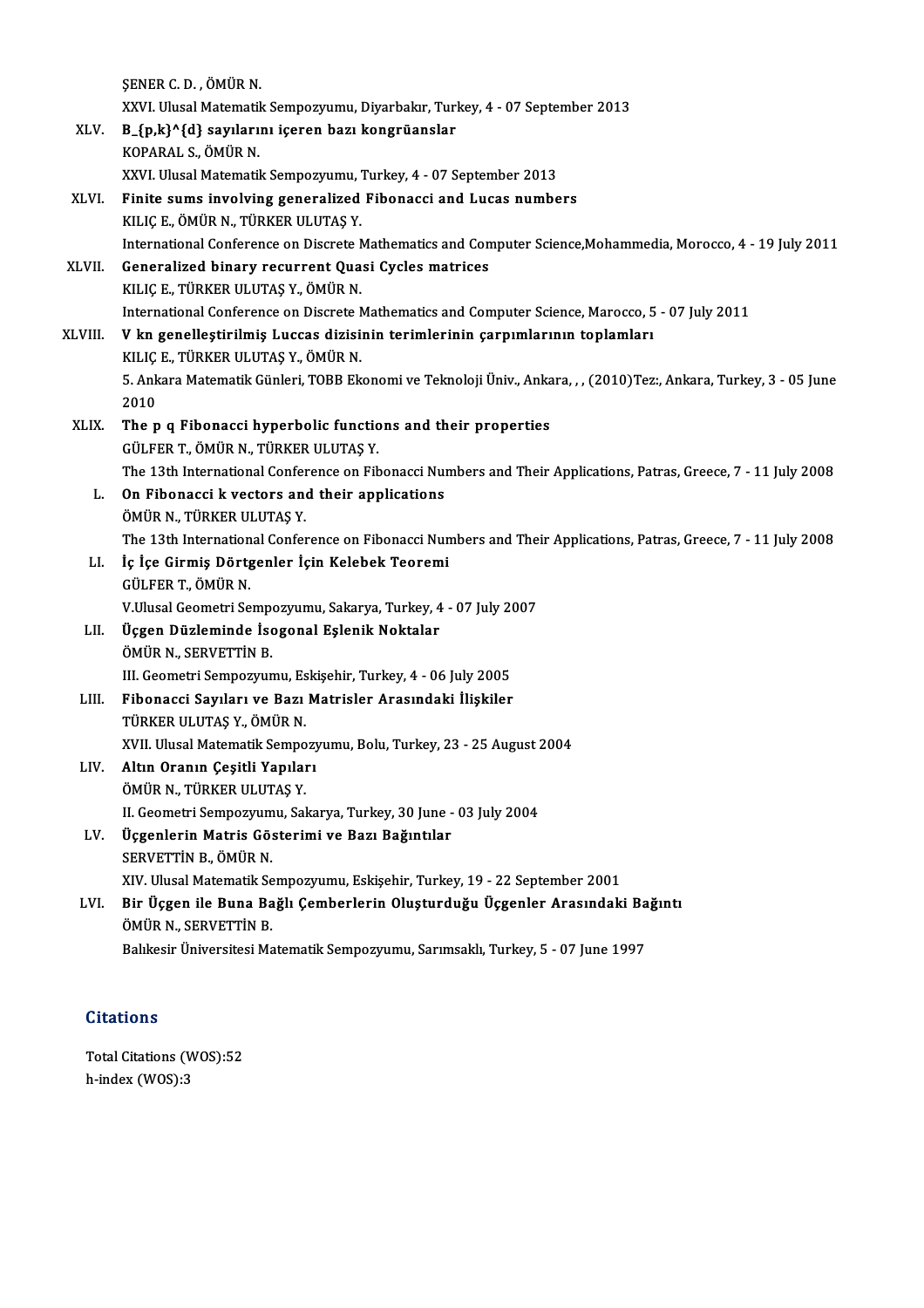ŞENER C. D. , ÖMÜR N.
XXVI. Ulusal Matematik Sempozyumu, Diyarbakır, Turkey, 4 - 07 September 2013

XLV. **$B_{p,k}^{d}$ sayılarını içeren bazı kongrüanslar**
KOPARAL S., ÖMÜR N.
XXVI. Ulusal Matematik Sempozyumu, Turkey, 4 - 07 September 2013

XLVI. **Finite sums involving generalized Fibonacci and Lucas numbers**
KILIÇ E., ÖMÜR N., TÜRKER ULUTAŞ Y.
International Conference on Discrete Mathematics and Computer Science,Mohammedia, Morocco, 4 - 19 July 2011

XLVII. **Generalized binary recurrent Quasi Cycles matrices**
KILIÇ E., TÜRKER ULUTAŞ Y., ÖMÜR N.
International Conference on Discrete Mathematics and Computer Science, Marocco, 5 - 07 July 2011

XLVIII. **V kn genelleştirilmiş Luccas dizisinin terimlerinin çarpımlarının toplamları**
KILIÇ E., TÜRKER ULUTAŞ Y., ÖMÜR N.
5. Ankara Matematik Günleri, TOBB Ekonomi ve Teknoloji Üniv., Ankara, , , (2010)Tez:, Ankara, Turkey, 3 - 05 June 2010

XLIX. **The p q Fibonacci hyperbolic functions and their properties**
GÜLFER T., ÖMÜR N., TÜRKER ULUTAŞ Y.
The 13th International Conference on Fibonacci Numbers and Their Applications, Patras, Greece, 7 - 11 July 2008

L. **On Fibonacci k vectors and their applications**
ÖMÜR N., TÜRKER ULUTAŞ Y.
The 13th International Conference on Fibonacci Numbers and Their Applications, Patras, Greece, 7 - 11 July 2008

LI. **İç İçe Girmiş Dörtgenler İçin Kelebek Teoremi**
GÜLFER T., ÖMÜR N.
V.Ulusal Geometri Sempozyumu, Sakarya, Turkey, 4 - 07 July 2007

LII. **Üçgen Düzleminde İsogonal Eşlenik Noktalar**
ÖMÜR N., SERVETTİN B.
III. Geometri Sempozyumu, Eskişehir, Turkey, 4 - 06 July 2005

LIII. **Fibonacci Sayıları ve Bazı Matrisler Arasındaki İlişkiler**
TÜRKER ULUTAŞ Y., ÖMÜR N.
XVII. Ulusal Matematik Sempozyumu, Bolu, Turkey, 23 - 25 August 2004

LIV. **Altın Oranın Çeşitli Yapıları**
ÖMÜR N., TÜRKER ULUTAŞ Y.
II. Geometri Sempozyumu, Sakarya, Turkey, 30 June - 03 July 2004

LV. **Üçgenlerin Matris Gösterimi ve Bazı Bağıntılar**
SERVETTİN B., ÖMÜR N.
XIV. Ulusal Matematik Sempozyumu, Eskişehir, Turkey, 19 - 22 September 2001

LVI. **Bir Üçgen ile Buna Bağlı Çemberlerin Oluşturduğu Üçgenler Arasındaki Bağıntı**
ÖMÜR N., SERVETTİN B.
Balıkesir Üniversitesi Matematik Sempozyumu, Sarımsaklı, Turkey, 5 - 07 June 1997

## Citations

Total Citations (WOS):52
h-index (WOS):3